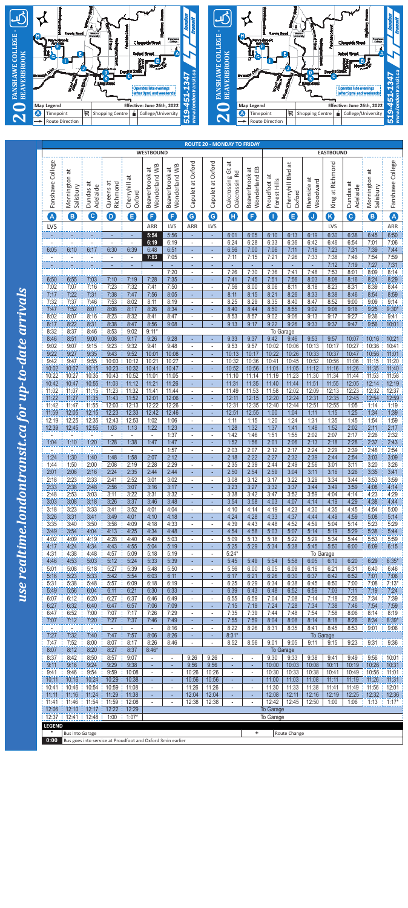# 20 FANSHAWE COLLEGE - BEAVERBROOK

Map Legend: (A) Timepoint | Shopping Centre | College/University | Route Direction

Effective: June 26th, 2022

Operates late evenings (after 9pm) and weekends

519-451-1347
www.londontransit.ca

*use realtime.londontransit.ca for up-to-date arrivals*

## ROUTE 20 - MONDAY TO FRIDAY

| WESTBOUND | | | | | | | | | EASTBOUND | | | | | | | | |
|---|---|---|---|---|---|---|---|---|---|---|---|---|---|---|---|---|---|
| Fanshawe College | Mornington at Salisbury | Dundas at Adelaide | Queens at Richmond | Cherryhill at Oxford | Beaverbrook at Wonderland WB | Beaverbrook at Wonderland WB | Capulet at Oxford | Capulet at Oxford | Oakcrossing Gt at Oakcrossin Rd | Beaverbrook at Wonderland EB | Proudfoot at Forest Hills | Cherryhill Blvd at Oxford | Riverside at Woodward | King at Richmond | Dundas at Adelaide | Mornington at Salisbury | Fanshawe College |
| A | B | C | D | E | F | F | G | G | H | F | I | E | J | K | C | B | A |
| LVS | | | | | ARR | LVS | ARR | LVS | | | | | | LVS | | | ARR |
| - | - | - | - | - | 5:54 | 5:56 | - | - | 6:01 | 6:05 | 6:10 | 6:13 | 6:19 | 6:30 | 6:38 | 6:45 | 6:50 |
| - | - | - | - | - | 6:19 | 6:19 | - | - | 6:24 | 6:28 | 6:33 | 6:36 | 6:42 | 6:46 | 6:54 | 7:01 | 7:06 |
| 6:05 | 6:10 | 6:17 | 6:30 | 6:39 | 6:48 | 6:51 | - | - | 6:56 | 7:00 | 7:06 | 7:11 | 7:18 | 7:23 | 7:31 | 7:39 | 7:44 |
| - | - | - | - | - | 7:03 | 7:05 | - | - | 7:11 | 7:15 | 7:21 | 7:26 | 7:33 | 7:38 | 7:46 | 7:54 | 7:59 |
| - | - | - | - | - | - | - | - | - | - | - | - | - | - | 7:12 | 7:19 | 7:27 | 7:31 |
| | | | | | | 7:20 | - | - | 7:26 | 7:30 | 7:36 | 7:41 | 7:48 | 7:53 | 8:01 | 8:09 | 8:14 |
| 6:50 | 6:55 | 7:03 | 7:10 | 7:19 | 7:28 | 7:35 | - | - | 7:41 | 7:45 | 7:51 | 7:56 | 8:03 | 8:08 | 8:16 | 8:24 | 8:29 |
| 7:02 | 7:07 | 7:16 | 7:23 | 7:32 | 7:41 | 7:50 | - | - | 7:56 | 8:00 | 8:06 | 8:11 | 8:18 | 8:23 | 8:31 | 8:39 | 8:44 |
| 7:17 | 7:22 | 7:31 | 7:38 | 7:47 | 7:56 | 8:05 | - | - | 8:11 | 8:15 | 8:21 | 8:26 | 8:33 | 8:38 | 8:46 | 8:54 | 8:59 |
| 7:32 | 7:37 | 7:46 | 7:53 | 8:02 | 8:11 | 8:19 | - | - | 8:25 | 8:29 | 8:35 | 8:40 | 8:47 | 8:52 | 9:00 | 9:09 | 9:14 |
| 7:47 | 7:52 | 8:01 | 8:08 | 8:17 | 8:26 | 8:34 | - | - | 8:40 | 8:44 | 8:50 | 8:55 | 9:02 | 9:06 | 9:16 | 9:25 | 9:30* |
| 8:02 | 8:07 | 8:16 | 8:23 | 8:32 | 8:41 | 8:47 | - | - | 8:53 | 8:57 | 9:02 | 9:06 | 9:13 | 9:17 | 9:27 | 9:36 | 9:41 |
| 8:17 | 8:22 | 8:31 | 8:38 | 8:47 | 8:56 | 9:08 | - | - | 9:13 | 9:17 | 9:22 | 9:26 | 9:33 | 9:37 | 9:47 | 9:56 | 10:01 |
| 8:32 | 8:37 | 8:46 | 8:53 | 9:02 | 9:11* | | | | | To Garage | | | | | | | |
| 8:46 | 8:51 | 9:00 | 9:08 | 9:17 | 9:26 | 9:28 | - | - | 9:33 | 9:37 | 9:42 | 9:46 | 9:53 | 9:57 | 10:07 | 10:16 | 10:21 |
| 9:02 | 9:07 | 9:15 | 9:23 | 9:32 | 9:41 | 9:48 | - | - | 9:53 | 9:57 | 10:02 | 10:06 | 10:13 | 10:17 | 10:27 | 10:36 | 10:41 |
| 9:22 | 9:27 | 9:35 | 9:43 | 9:52 | 10:01 | 10:08 | - | - | 10:13 | 10:17 | 10:22 | 10:26 | 10:33 | 10:37 | 10:47 | 10:56 | 11:01 |
| 9:42 | 9:47 | 9:55 | 10:03 | 10:12 | 10:21 | 10:27 | - | - | 10:32 | 10:36 | 10:41 | 10:45 | 10:50 | 10:56 | 11:06 | 11:15 | 11:20 |
| 10:02 | 10:07 | 10:15 | 10:23 | 10:32 | 10:41 | 10:47 | - | - | 10:52 | 10:56 | 11:01 | 11:05 | 11:12 | 11:16 | 11:26 | 11:35 | 11:40 |
| 10:22 | 10:27 | 10:35 | 10:43 | 10:52 | 11:01 | 11:05 | - | - | 11:10 | 11:14 | 11:19 | 11:23 | 11:30 | 11:34 | 11:44 | 11:53 | 11:58 |
| 10:42 | 10:47 | 10:55 | 11:03 | 11:12 | 11:21 | 11:26 | - | - | 11:31 | 11:35 | 11:40 | 11:44 | 11:51 | 11:55 | 12:05 | 12:14 | 12:19 |
| 11:02 | 11:07 | 11:15 | 11:23 | 11:32 | 11:41 | 11:44 | - | - | 11:49 | 11:53 | 11:58 | 12:02 | 12:09 | 12:13 | 12:23 | 12:32 | 12:37 |
| 11:22 | 11:27 | 11:35 | 11:43 | 11:52 | 12:01 | 12:06 | - | - | 12:11 | 12:15 | 12:20 | 12:24 | 12:31 | 12:35 | 12:45 | 12:54 | 12:59 |
| 11:42 | 11:47 | 11:55 | 12:03 | 12:13 | 12:22 | 12:26 | - | - | 12:31 | 12:35 | 12:40 | 12:44 | 12:51 | 12:55 | 1:05 | 1:14 | 1:19 |
| 11:59 | 12:05 | 12:15 | 12:23 | 12:33 | 12:42 | 12:46 | - | - | 12:51 | 12:55 | 1:00 | 1:04 | 1:11 | 1:15 | 1:25 | 1:34 | 1:39 |
| 12:19 | 12:25 | 12:35 | 12:43 | 12:53 | 1:02 | 1:06 | - | - | 1:11 | 1:15 | 1:20 | 1:24 | 1:31 | 1:35 | 1:45 | 1:54 | 1:59 |
| 12:39 | 12:45 | 12:55 | 1:03 | 1:13 | 1:22 | 1:23 | - | - | 1:28 | 1:32 | 1:37 | 1:41 | 1:48 | 1:52 | 2:02 | 2:11 | 2:17 |
| - | - | - | - | - | - | 1:37 | - | - | 1:42 | 1:46 | 1:51 | 1:55 | 2:02 | 2:07 | 2:17 | 2:26 | 2:32 |
| 1:04 | 1:10 | 1:20 | 1:28 | 1:38 | 1:47 | 1:47 | - | - | 1:52 | 1:56 | 2:01 | 2:06 | 2:13 | 2:18 | 2:28 | 2:37 | 2:43 |
| - | - | - | - | - | - | 1:57 | - | - | 2:03 | 2:07 | 2:12 | 2:17 | 2:24 | 2:29 | 2:39 | 2:48 | 2:54 |
| 1:24 | 1:30 | 1:40 | 1:48 | 1:58 | 2:07 | 2:12 | - | - | 2:18 | 2:22 | 2:27 | 2:32 | 2:39 | 2:44 | 2:54 | 3:03 | 3:09 |
| 1:44 | 1:50 | 2:00 | 2:08 | 2:19 | 2:28 | 2:29 | - | - | 2:35 | 2:39 | 2:44 | 2:49 | 2:56 | 3:01 | 3:11 | 3:20 | 3:26 |
| 2:01 | 2:06 | 2:16 | 2:24 | 2:35 | 2:44 | 2:44 | - | - | 2:50 | 2:54 | 2:59 | 3:04 | 3:11 | 3:16 | 3:26 | 3:35 | 3:41 |
| 2:18 | 2:23 | 2:33 | 2:41 | 2:52 | 3:01 | 3:02 | - | - | 3:08 | 3:12 | 3:17 | 3:22 | 3:29 | 3:34 | 3:44 | 3:53 | 3:59 |
| 2:33 | 2:38 | 2:48 | 2:56 | 3:07 | 3:16 | 3:17 | - | - | 3:23 | 3:27 | 3:32 | 3:37 | 3:44 | 3:49 | 3:59 | 4:08 | 4:14 |
| 2:48 | 2:53 | 3:03 | 3:11 | 3:22 | 3:31 | 3:32 | - | - | 3:38 | 3:42 | 3:47 | 3:52 | 3:59 | 4:04 | 4:14 | 4:23 | 4:29 |
| 3:03 | 3:08 | 3:18 | 3:26 | 3:37 | 3:46 | 3:48 | - | - | 3:54 | 3:58 | 4:03 | 4:07 | 4:14 | 4:19 | 4:29 | 4:38 | 4:44 |
| 3:18 | 3:23 | 3:33 | 3:41 | 3:52 | 4:01 | 4:04 | - | - | 4:10 | 4:14 | 4:19 | 4:23 | 4:30 | 4:35 | 4:45 | 4:54 | 5:00 |
| 3:26 | 3:31 | 3:41 | 3:49 | 4:01 | 4:10 | 4:18 | - | - | 4:24 | 4:28 | 4:33 | 4:37 | 4:44 | 4:49 | 4:59 | 5:08 | 5:14 |
| 3:35 | 3:40 | 3:50 | 3:58 | 4:09 | 4:18 | 4:33 | - | - | 4:39 | 4:43 | 4:48 | 4:52 | 4:59 | 5:04 | 5:14 | 5:23 | 5:29 |
| 3:49 | 3:54 | 4:04 | 4:13 | 4:25 | 4:34 | 4:48 | - | - | 4:54 | 4:58 | 5:03 | 5:07 | 5:14 | 5:19 | 5:29 | 5:38 | 5:44 |
| 4:02 | 4:09 | 4:19 | 4:28 | 4:40 | 4:49 | 5:03 | - | - | 5:09 | 5:13 | 5:18 | 5:22 | 5:29 | 5:34 | 5:44 | 5:53 | 5:59 |
| 4:17 | 4:24 | 4:34 | 4:43 | 4:55 | 5:04 | 5:19 | - | - | 5:25 | 5:29 | 5:34 | 5:38 | 5:45 | 5:50 | 6:00 | 6:09 | 6:15 |
| 4:31 | 4:38 | 4:48 | 4:57 | 5:09 | 5:18 | 5:19 | - | - | 5:24* | | | | | To Garage | | | |
| 4:46 | 4:53 | 5:03 | 5:12 | 5:24 | 5:33 | 5:39 | - | - | 5:45 | 5:49 | 5:54 | 5:58 | 6:05 | 6:10 | 6:20 | 6:29 | 6:35* |
| 5:01 | 5:08 | 5:18 | 5:27 | 5:39 | 5:48 | 5:50 | - | - | 5:56 | 6:00 | 6:05 | 6:09 | 6:16 | 6:21 | 6:31 | 6:40 | 6:46 |
| 5:16 | 5:23 | 5:33 | 5:42 | 5:54 | 6:03 | 6:11 | - | - | 6:17 | 6:21 | 6:26 | 6:30 | 6:37 | 6:42 | 6:52 | 7:01 | 7:06 |
| 5:31 | 5:38 | 5:48 | 5:57 | 6:09 | 6:18 | 6:19 | - | - | 6:25 | 6:29 | 6:34 | 6:38 | 6:45 | 6:50 | 7:00 | 7:08 | 7:13* |
| 5:49 | 5:56 | 6:04 | 6:11 | 6:21 | 6:30 | 6:33 | - | - | 6:39 | 6:43 | 6:48 | 6:52 | 6:59 | 7:03 | 7:11 | 7:19 | 7:24 |
| 6:07 | 6:12 | 6:20 | 6:27 | 6:37 | 6:46 | 6:49 | - | - | 6:55 | 6:59 | 7:04 | 7:08 | 7:14 | 7:18 | 7:26 | 7:34 | 7:39 |
| 6:27 | 6:32 | 6:40 | 6:47 | 6:57 | 7:06 | 7:09 | - | - | 7:15 | 7:19 | 7:24 | 7:28 | 7:34 | 7:38 | 7:46 | 7:54 | 7:59 |
| 6:47 | 6:52 | 7:00 | 7:07 | 7:17 | 7:26 | 7:29 | - | - | 7:35 | 7:39 | 7:44 | 7:48 | 7:54 | 7:58 | 8:06 | 8:14 | 8:19 |
| 7:07 | 7:12 | 7:20 | 7:27 | 7:37 | 7:46 | 7:49 | - | - | 7:55 | 7:59 | 8:04 | 8:08 | 8:14 | 8:18 | 8:26 | 8:34 | 8:39* |
| - | - | - | - | - | - | 8:16 | - | - | 8:22 | 8:26 | 8:31 | 8:35 | 8:41 | 8:45 | 8:53 | 9:01 | 9:06 |
| 7:27 | 7:32 | 7:40 | 7:47 | 7:57 | 8:06 | 8:26 | - | - | 8:31* | | | | | To Garage | | | |
| 7:47 | 7:52 | 8:00 | 8:07 | 8:17 | 8:26 | 8:46 | - | - | 8:52 | 8:56 | 9:01 | 9:05 | 9:11 | 9:15 | 9:23 | 9:31 | 9:36 |
| 8:07 | 8:12 | 8:20 | 8:27 | 8:37 | 8:46* | | | | | | To Garage | | | | | | |
| 8:37 | 8:42 | 8:50 | 8:57 | 9:07 | - | - | 9:26 | 9:26 | - | - | 9:30 | 9:33 | 9:38 | 9:41 | 9:49 | 9:56 | 10:01 |
| 9:11 | 9:16 | 9:24 | 9:29 | 9:38 | - | - | 9:56 | 9:56 | - | - | 10:00 | 10:03 | 10:08 | 10:11 | 10:19 | 10:26 | 10:31 |
| 9:41 | 9:46 | 9:54 | 9:59 | 10:08 | - | - | 10:26 | 10:26 | - | - | 10:30 | 10:33 | 10:38 | 10:41 | 10:49 | 10:56 | 11:01 |
| 10:11 | 10:16 | 10:24 | 10:29 | 10:38 | - | - | 10:56 | 10:56 | - | - | 11:00 | 11:03 | 11:08 | 11:11 | 11:19 | 11:26 | 11:31 |
| 10:41 | 10:46 | 10:54 | 10:59 | 11:08 | - | - | 11:26 | 11:26 | - | - | 11:30 | 11:33 | 11:38 | 11:41 | 11:49 | 11:56 | 12:01 |
| 11:11 | 11:16 | 11:24 | 11:29 | 11:38 | - | - | 12:04 | 12:04 | - | - | 12:08 | 12:11 | 12:16 | 12:19 | 12:25 | 12:32 | 12:36 |
| 11:41 | 11:46 | 11:54 | 11:59 | 12:08 | - | - | 12:38 | 12:38 | - | - | 12:42 | 12:45 | 12:50 | 1:00 | 1:06 | 1:13 | 1:17* |
| 12:06 | 12:10 | 12:17 | 12:22 | 12:29 | | | | | To Garage | | | | | | | | |
| 12:37 | 12:41 | 12:48 | 1:00 | 1:07* | | | | | To Garage | | | | | | | | |

**LEGEND**

- \* Bus into Garage
- \+ Route Change
- **0:00** Bus goes into service at Proudfoot and Oxford 3min earlier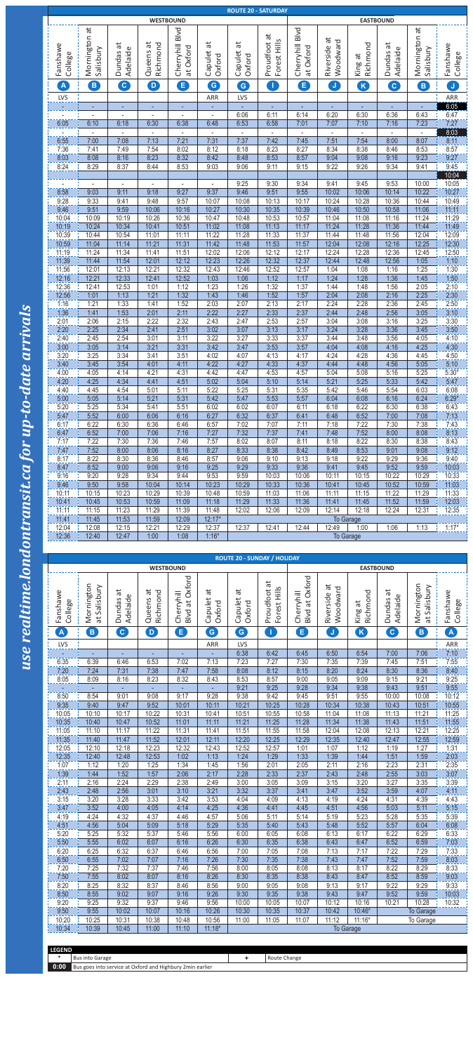*use realtime.londontransit.ca for up-to-date arrivals*

## ROUTE 20 - SATURDAY

| WESTBOUND | | | | | | | | EASTBOUND | | | | | |
|---|---|---|---|---|---|---|---|---|---|---|---|---|---|
| Fanshawe College | Mornington at Salisbury | Dundas at Adelaide | Queens at Richmond | Cherryhill Blvd at Oxford | Capulet at Oxford | Capulet at Oxford | Proudfoot at Forest Hills | Cherryhill Blvd at Oxford | Riverside at Woodward | King at Richmond | Dundas at Adelaide | Mornington at Salisbury | Fanshawe College |
| A | B | C | D | E | G | G | I | E | J | K | C | B | J |
| LVS | | | | | ARR | LVS | | | | | | | ARR |
| - | - | - | - | - | - | - | - | - | - | - | - | - | 6:05 |
| - | - | - | - | - | - | 6:06 | 6:11 | 6:14 | 6:20 | 6:30 | 6:36 | 6:43 | 6:47 |
| 6:05 | 6:10 | 6:18 | 6:30 | 6:38 | 6:48 | 6:53 | 6:58 | 7:01 | 7:07 | 7:10 | 7:16 | 7:23 | 7:27 |
| - | - | - | - | - | - | - | - | - | - | - | - | - | 8:03 |
| 6:55 | 7:00 | 7:08 | 7:13 | 7:21 | 7:31 | 7:37 | 7:42 | 7:45 | 7:51 | 7:54 | 8:00 | 8:07 | 8:11 |
| 7:36 | 7:41 | 7:49 | 7:54 | 8:02 | 8:12 | 8:18 | 8:23 | 8:27 | 8:34 | 8:38 | 8:46 | 8:53 | 8:57 |
| 8:03 | 8:08 | 8:16 | 8:23 | 8:32 | 8:42 | 8:48 | 8:53 | 8:57 | 9:04 | 9:08 | 9:16 | 9:23 | 9:27 |
| 8:24 | 8:29 | 8:37 | 8:44 | 8:53 | 9:03 | 9:06 | 9:11 | 9:15 | 9:22 | 9:26 | 9:34 | 9:41 | 9:45 |
| - | - | - | - | - | - | - | - | - | - | - | - | - | 10:04 |
| - | - | - | - | - | - | 9:25 | 9:30 | 9:34 | 9:41 | 9:45 | 9:53 | 10:00 | 10:05 |
| 8:58 | 9:03 | 9:11 | 9:18 | 9:27 | 9:37 | 9:46 | 9:51 | 9:55 | 10:02 | 10:06 | 10:14 | 10:22 | 10:27 |
| 9:28 | 9:33 | 9:41 | 9:48 | 9:57 | 10:07 | 10:08 | 10:13 | 10:17 | 10:24 | 10:28 | 10:36 | 10:44 | 10:49 |
| 9:46 | 9:51 | 9:59 | 10:06 | 10:16 | 10:27 | 10:30 | 10:35 | 10:39 | 10:46 | 10:50 | 10:58 | 11:06 | 11:11 |
| 10:04 | 10:09 | 10:19 | 10:26 | 10:36 | 10:47 | 10:48 | 10:53 | 10:57 | 11:04 | 11:08 | 11:16 | 11:24 | 11:29 |
| 10:19 | 10:24 | 10:34 | 10:41 | 10:51 | 11:02 | 11:08 | 11:13 | 11:17 | 11:24 | 11:28 | 11:36 | 11:44 | 11:49 |
| 10:39 | 10:44 | 10:54 | 11:01 | 11:11 | 11:22 | 11:28 | 11:33 | 11:37 | 11:44 | 11:48 | 11:56 | 12:04 | 12:09 |
| 10:59 | 11:04 | 11:14 | 11:21 | 11:31 | 11:42 | 11:48 | 11:53 | 11:57 | 12:04 | 12:08 | 12:16 | 12:25 | 12:30 |
| 11:19 | 11:24 | 11:34 | 11:41 | 11:51 | 12:02 | 12:06 | 12:12 | 12:17 | 12:24 | 12:28 | 12:36 | 12:45 | 12:50 |
| 11:39 | 11:44 | 11:54 | 12:01 | 12:12 | 12:23 | 12:26 | 12:32 | 12:37 | 12:44 | 12:48 | 12:56 | 1:05 | 1:10 |
| 11:56 | 12:01 | 12:13 | 12:21 | 12:32 | 12:43 | 12:46 | 12:52 | 12:57 | 1:04 | 1:08 | 1:16 | 1:25 | 1:30 |
| 12:16 | 12:21 | 12:33 | 12:41 | 12:52 | 1:03 | 1:06 | 1:12 | 1:17 | 1:24 | 1:28 | 1:36 | 1:45 | 1:50 |
| 12:36 | 12:41 | 12:53 | 1:01 | 1:12 | 1:23 | 1:26 | 1:32 | 1:37 | 1:44 | 1:48 | 1:56 | 2:05 | 2:10 |
| 12:56 | 1:01 | 1:13 | 1:21 | 1:32 | 1:43 | 1:46 | 1:52 | 1:57 | 2:04 | 2:08 | 2:16 | 2:25 | 2:30 |
| 1:16 | 1:21 | 1:33 | 1:41 | 1:52 | 2:03 | 2:07 | 2:13 | 2:17 | 2:24 | 2:28 | 2:36 | 2:45 | 2:50 |
| 1:36 | 1:41 | 1:53 | 2:01 | 2:11 | 2:22 | 2:27 | 2:33 | 2:37 | 2:44 | 2:48 | 2:56 | 3:05 | 3:10 |
| 2:01 | 2:06 | 2:15 | 2:22 | 2:32 | 2:43 | 2:47 | 2:53 | 2:57 | 3:04 | 3:08 | 3:16 | 3:25 | 3:30 |
| 2:20 | 2:25 | 2:34 | 2:41 | 2:51 | 3:02 | 3:07 | 3:13 | 3:17 | 3:24 | 3:28 | 3:36 | 3:45 | 3:50 |
| 2:40 | 2:45 | 2:54 | 3:01 | 3:11 | 3:22 | 3:27 | 3:33 | 3:37 | 3:44 | 3:48 | 3:56 | 4:05 | 4:10 |
| 3:00 | 3:05 | 3:14 | 3:21 | 3:31 | 3:42 | 3:47 | 3:53 | 3:57 | 4:04 | 4:08 | 4:16 | 4:25 | 4:30 |
| 3:20 | 3:25 | 3:34 | 3:41 | 3:51 | 4:02 | 4:07 | 4:13 | 4:17 | 4:24 | 4:28 | 4:36 | 4:45 | 4:50 |
| 3:40 | 3:45 | 3:54 | 4:01 | 4:11 | 4:22 | 4:27 | 4:33 | 4:37 | 4:44 | 4:48 | 4:56 | 5:05 | 5:10 |
| 4:00 | 4:05 | 4:14 | 4:21 | 4:31 | 4:42 | 4:47 | 4:53 | 4:57 | 5:04 | 5:08 | 5:16 | 5:25 | 5:30* |
| 4:20 | 4:25 | 4:34 | 4:41 | 4:51 | 5:02 | 5:04 | 5:10 | 5:14 | 5:21 | 5:25 | 5:33 | 5:42 | 5:47 |
| 4:40 | 4:45 | 4:54 | 5:01 | 5:11 | 5:22 | 5:25 | 5:31 | 5:35 | 5:42 | 5:46 | 5:54 | 6:03 | 6:08 |
| 5:00 | 5:05 | 5:14 | 5:21 | 5:31 | 5:42 | 5:47 | 5:53 | 5:57 | 6:04 | 6:08 | 6:16 | 6:24 | 6:29* |
| 5:20 | 5:25 | 5:34 | 5:41 | 5:51 | 6:02 | 6:02 | 6:07 | 6:11 | 6:18 | 6:22 | 6:30 | 6:38 | 6:43 |
| 5:47 | 5:52 | 6:00 | 6:06 | 6:16 | 6:27 | 6:32 | 6:37 | 6:41 | 6:48 | 6:52 | 7:00 | 7:08 | 7:13 |
| 6:17 | 6:22 | 6:30 | 6:36 | 6:46 | 6:57 | 7:02 | 7:07 | 7:11 | 7:18 | 7:22 | 7:30 | 7:38 | 7:43 |
| 6:47 | 6:52 | 7:00 | 7:06 | 7:16 | 7:27 | 7:32 | 7:37 | 7:41 | 7:48 | 7:52 | 8:00 | 8:08 | 8:13 |
| 7:17 | 7:22 | 7:30 | 7:36 | 7:46 | 7:57 | 8:02 | 8:07 | 8:11 | 8:18 | 8:22 | 8:30 | 8:38 | 8:43 |
| 7:47 | 7:52 | 8:00 | 8:06 | 8:16 | 8:27 | 8:33 | 8:38 | 8:42 | 8:49 | 8:53 | 9:01 | 9:08 | 9:12 |
| 8:17 | 8:22 | 8:30 | 8:36 | 8:46 | 8:57 | 9:06 | 9:10 | 9:13 | 9:18 | 9:22 | 9:29 | 9:36 | 9:40 |
| 8:47 | 8:52 | 9:00 | 9:06 | 9:16 | 9:25 | 9:29 | 9:33 | 9:36 | 9:41 | 9:45 | 9:52 | 9:59 | 10:03 |
| 9:16 | 9:20 | 9:28 | 9:34 | 9:44 | 9:53 | 9:59 | 10:03 | 10:06 | 10:11 | 10:15 | 10:22 | 10:29 | 10:33 |
| 9:46 | 9:50 | 9:58 | 10:04 | 10:14 | 10:23 | 10:29 | 10:33 | 10:36 | 10:41 | 10:45 | 10:52 | 10:59 | 11:03 |
| 10:11 | 10:15 | 10:23 | 10:29 | 10:39 | 10:48 | 10:59 | 11:03 | 11:06 | 11:11 | 11:15 | 11:22 | 11:29 | 11:33 |
| 10:41 | 10:45 | 10:53 | 10:59 | 11:09 | 11:18 | 11:29 | 11:33 | 11:36 | 11:41 | 11:45 | 11:52 | 11:59 | 12:03 |
| 11:11 | 11:15 | 11:23 | 11:29 | 11:39 | 11:48 | 12:02 | 12:06 | 12:09 | 12:14 | 12:18 | 12:24 | 12:31 | 12:35 |
| 11:41 | 11:45 | 11:53 | 11:59 | 12:09 | 12:17* | | | | To Garage | | | | |
| 12:04 | 12:08 | 12:15 | 12:21 | 12:29 | 12:37 | 12:37 | 12:41 | 12:44 | 12:49 | 1:00 | 1:06 | 1:13 | 1:17* |
| 12:36 | 12:40 | 12:47 | 1:00 | 1:08 | 1:16* | | | | To Garage | | | | |

## ROUTE 20 - SUNDAY / HOLIDAY

| WESTBOUND | | | | | | | | EASTBOUND | | | | | |
|---|---|---|---|---|---|---|---|---|---|---|---|---|---|
| Fanshawe College | Mornington at Salisbury | Dundas at Adelaide | Queens at Richmond | Cherryhill Blvd at Oxford | Capulet at Oxford | Capulet at Oxford | Proudfoot at Forest Hills | Cherryhill Blvd at Oxford | Riverside at Woodward | King at Richmond | Dundas at Adelaide | Mornington at Salisbury | Fanshawe College |
| A | B | C | D | E | G | G | I | E | J | K | C | B | A |
| LVS | | | | | ARR | LVS | | | | | | | ARR |
| - | - | - | - | - | - | 6:38 | 6:42 | 6:45 | 6:50 | 6:54 | 7:00 | 7:06 | 7:10 |
| 6:35 | 6:39 | 6:46 | 6:53 | 7:02 | 7:13 | 7:23 | 7:27 | 7:30 | 7:35 | 7:39 | 7:45 | 7:51 | 7:55 |
| 7:20 | 7:24 | 7:31 | 7:38 | 7:47 | 7:58 | 8:08 | 8:12 | 8:15 | 8:20 | 8:24 | 8:30 | 8:36 | 8:40 |
| 8:05 | 8:09 | 8:16 | 8:23 | 8:32 | 8:43 | 8:53 | 8:57 | 9:00 | 9:05 | 9:09 | 9:15 | 9:21 | 9:25 |
| - | - | - | - | - | - | 9:21 | 9:25 | 9:28 | 9:34 | 9:38 | 9:43 | 9:51 | 9:55 |
| 8:50 | 8:54 | 9:01 | 9:08 | 9:17 | 9:28 | 9:38 | 9:42 | 9:45 | 9:51 | 9:55 | 10:00 | 10:08 | 10:12 |
| 9:35 | 9:40 | 9:47 | 9:52 | 10:01 | 10:11 | 10:21 | 10:25 | 10:28 | 10:34 | 10:38 | 10:43 | 10:51 | 10:55 |
| 10:05 | 10:10 | 10:17 | 10:22 | 10:31 | 10:41 | 10:51 | 10:55 | 10:58 | 11:04 | 11:08 | 11:13 | 11:21 | 11:25 |
| 10:35 | 10:40 | 10:47 | 10:52 | 11:01 | 11:11 | 11:21 | 11:25 | 11:28 | 11:34 | 11:38 | 11:43 | 11:51 | 11:55 |
| 11:05 | 11:10 | 11:17 | 11:22 | 11:31 | 11:41 | 11:51 | 11:55 | 11:58 | 12:04 | 12:08 | 12:13 | 12:21 | 12:25 |
| 11:35 | 11:40 | 11:47 | 11:52 | 12:01 | 12:11 | 12:20 | 12:25 | 12:29 | 12:35 | 12:40 | 12:47 | 12:55 | 12:59 |
| 12:05 | 12:10 | 12:18 | 12:23 | 12:32 | 12:43 | 12:52 | 12:57 | 1:01 | 1:07 | 1:12 | 1:19 | 1:27 | 1:31 |
| 12:35 | 12:40 | 12:48 | 12:53 | 1:02 | 1:13 | 1:24 | 1:29 | 1:33 | 1:39 | 1:44 | 1:51 | 1:59 | 2:03 |
| 1:07 | 1:12 | 1:20 | 1:25 | 1:34 | 1:45 | 1:56 | 2:01 | 2:05 | 2:11 | 2:16 | 2:23 | 2:31 | 2:35 |
| 1:39 | 1:44 | 1:52 | 1:57 | 2:06 | 2:17 | 2:28 | 2:33 | 2:37 | 2:43 | 2:48 | 2:55 | 3:03 | 3:07 |
| 2:11 | 2:16 | 2:24 | 2:29 | 2:38 | 2:49 | 3:00 | 3:05 | 3:09 | 3:15 | 3:20 | 3:27 | 3:35 | 3:39 |
| 2:43 | 2:48 | 2:56 | 3:01 | 3:10 | 3:21 | 3:32 | 3:37 | 3:41 | 3:47 | 3:52 | 3:59 | 4:07 | 4:11 |
| 3:15 | 3:20 | 3:28 | 3:33 | 3:42 | 3:53 | 4:04 | 4:09 | 4:13 | 4:19 | 4:24 | 4:31 | 4:39 | 4:43 |
| 3:47 | 3:52 | 4:00 | 4:05 | 4:14 | 4:25 | 4:36 | 4:41 | 4:45 | 4:51 | 4:56 | 5:03 | 5:11 | 5:15 |
| 4:19 | 4:24 | 4:32 | 4:37 | 4:46 | 4:57 | 5:06 | 5:11 | 5:14 | 5:19 | 5:23 | 5:28 | 5:35 | 5:39 |
| 4:51 | 4:56 | 5:04 | 5:09 | 5:18 | 5:29 | 5:35 | 5:40 | 5:43 | 5:48 | 5:52 | 5:57 | 6:04 | 6:08 |
| 5:20 | 5:25 | 5:32 | 5:37 | 5:46 | 5:56 | 6:00 | 6:05 | 6:08 | 6:13 | 6:17 | 6:22 | 6:29 | 6:33 |
| 5:50 | 5:55 | 6:02 | 6:07 | 6:16 | 6:26 | 6:30 | 6:35 | 6:38 | 6:43 | 6:47 | 6:52 | 6:59 | 7:03 |
| 6:20 | 6:25 | 6:32 | 6:37 | 6:46 | 6:56 | 7:00 | 7:05 | 7:08 | 7:13 | 7:17 | 7:22 | 7:29 | 7:33 |
| 6:50 | 6:55 | 7:02 | 7:07 | 7:16 | 7:26 | 7:30 | 7:35 | 7:38 | 7:43 | 7:47 | 7:52 | 7:59 | 8:03 |
| 7:20 | 7:25 | 7:32 | 7:37 | 7:46 | 7:56 | 8:00 | 8:05 | 8:08 | 8:13 | 8:17 | 8:22 | 8:29 | 8:33 |
| 7:50 | 7:55 | 8:02 | 8:07 | 8:16 | 8:26 | 8:30 | 8:35 | 8:38 | 8:43 | 8:47 | 8:52 | 8:59 | 9:03 |
| 8:20 | 8:25 | 8:32 | 8:37 | 8:46 | 8:56 | 9:00 | 9:05 | 9:08 | 9:13 | 9:17 | 9:22 | 9:29 | 9:33 |
| 8:50 | 8:55 | 9:02 | 9:07 | 9:16 | 9:26 | 9:30 | 9:35 | 9:38 | 9:43 | 9:47 | 9:52 | 9:59 | 10:03 |
| 9:20 | 9:25 | 9:32 | 9:37 | 9:46 | 9:56 | 10:00 | 10:05 | 10:07 | 10:12 | 10:16 | 10:21 | 10:28 | 10:32 |
| 9:50 | 9:55 | 10:02 | 10:07 | 10:16 | 10:26 | 10:30 | 10:35 | 10:37 | 10:42 | 10:46* | To Garage | | |
| 10:20 | 10:25 | 10:31 | 10:38 | 10:48 | 10:56 | 11:00 | 11:05 | 11:07 | 11:12 | 11:16* | To Garage | | |
| 10:34 | 10:39 | 10:45 | 11:00 | 11:10 | 11:18* | | | | To Garage | | | | |

**LEGEND**

| | |
|---|---|
| * | Bus into Garage |
| + | Route Change |
| **0:00** | Bus goes into service at Oxford and Highbury 2min earlier |